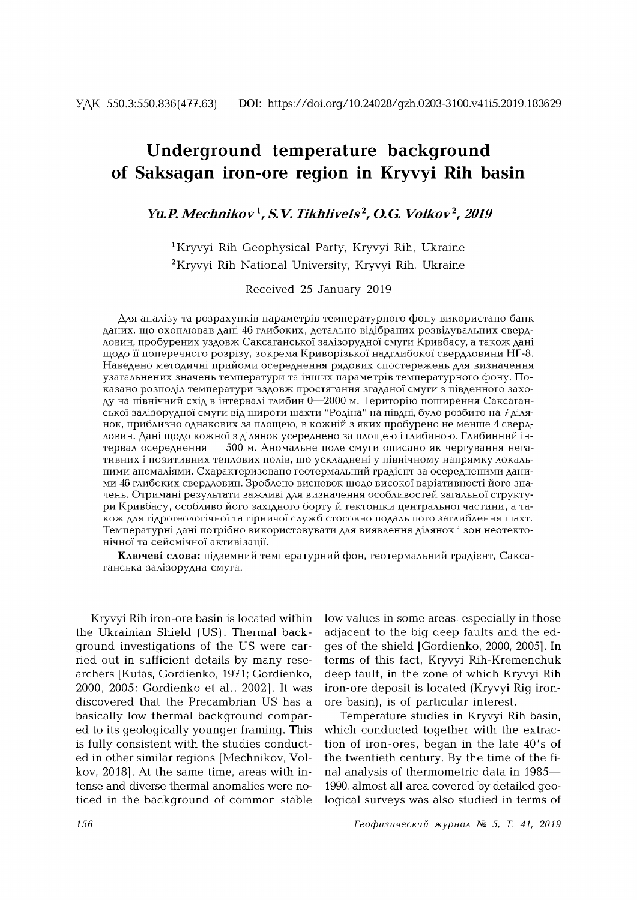УДК 550.3:550.836(477.63) DOI: https://doi.org/10.24028/gzh.0203-3100.v41i5.2019.183629

# Underground temperature background of Saksagan iron-ore region in Kryvyi Rih basin

***Yu.P. Mechnikov*[1], *S.V. Tikhlivets*[2], *O.G. Volkov*[2], *2019***

[1]Kryvyi Rih Geophysical Party, Kryvyi Rih, Ukraine

[2]Kryvyi Rih National University, Kryvyi Rih, Ukraine

Received 25 January 2019

Для аналізу та розрахунків параметрів температурного фону використано банк даних, що охоплював дані 46 глибоких, детально відібраних розвідувальних свердловин, пробурених уздовж Саксаганської залізорудної смуги Кривбасу, а також дані щодо її поперечного розрізу, зокрема Криворізької надглибокої свердловини НГ-8. Наведено методичні прийоми осереднення рядових спостережень для визначення узагальнених значень температури та інших параметрів температурного фону. Показано розподіл температури вздовж простягання згаданої смуги з південного заходу на північний схід в інтервалі глибин 0—2000 м. Територію поширення Саксаганської залізорудної смуги від широти шахти "Родіна" на півдні, було розбито на 7 ділянок, приблизно однакових за площею, в кожній з яких пробурено не менше 4 свердловин. Дані щодо кожної з ділянок усереднено за площею і глибиною. Глибинний інтервал осереднення — 500 м. Аномальне поле смуги описано як чергування негативних і позитивних теплових полів, що ускладнені у північному напрямку локальними аномаліями. Схарактеризовано геотермальний градієнт за осередненими даними 46 глибоких свердловин. Зроблено висновок щодо високої варіативності його значень. Отримані результати важливі для визначення особливостей загальної структури Кривбасу, особливо його західного борту й тектоніки центральної частини, а також для гідрогеологічної та гірничої служб стосовно подальшого заглиблення шахт. Температурні дані потрібно використовувати для виявлення ділянок і зон неотектонічної та сейсмічної активізації.

**Ключові слова:** підземний температурний фон, геотермальний градієнт, Саксаганська залізорудна смуга.

Kryvyi Rih iron-ore basin is located within the Ukrainian Shield (US). Thermal background investigations of the US were carried out in sufficient details by many researchers [Kutas, Gordienko, 1971; Gordienko, 2000, 2005; Gordienko et al., 2002]. It was discovered that the Precambrian US has a basically low thermal background compared to its geologically younger framing. This is fully consistent with the studies conducted in other similar regions [Mechnikov, Volkov, 2018]. At the same time, areas with intense and diverse thermal anomalies were noticed in the background of common stable low values in some areas, especially in those adjacent to the big deep faults and the edges of the shield [Gordienko, 2000, 2005]. In terms of this fact, Kryvyi Rih-Kremenchuk deep fault, in the zone of which Kryvyi Rih iron-ore deposit is located (Kryvyi Rig iron-ore basin), is of particular interest.

Temperature studies in Kryvyi Rih basin, which conducted together with the extraction of iron-ores, began in the late 40's of the twentieth century. By the time of the final analysis of thermometric data in 1985—1990, almost all area covered by detailed geological surveys was also studied in terms of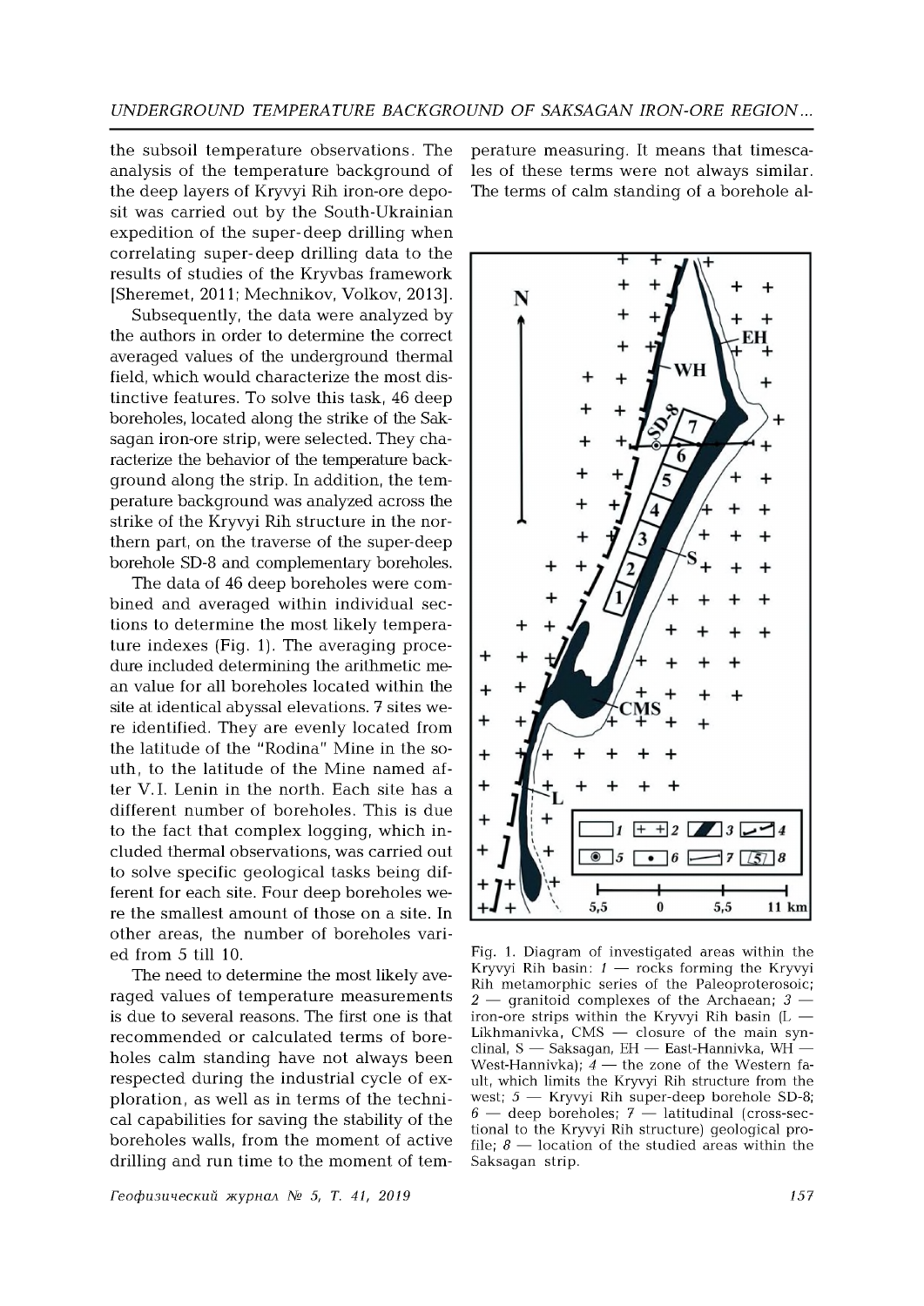the subsoil temperature observations. The analysis of the temperature background of the deep layers of Kryvyi Rih iron-ore deposit was carried out by the South-Ukrainian expedition of the super-deep drilling when correlating super-deep drilling data to the results of studies of the Kryvbas framework [Sheremet, 2011; Mechnikov, Volkov, 2013].

Subsequently, the data were analyzed by the authors in order to determine the correct averaged values of the underground thermal field, which would characterize the most distinctive features. To solve this task, 46 deep boreholes, located along the strike of the Saksagan iron-ore strip, were selected. They characterize the behavior of the temperature background along the strip. In addition, the temperature background was analyzed across the strike of the Kryvyi Rih structure in the northern part, on the traverse of the super-deep borehole SD-8 and complementary boreholes.

The data of 46 deep boreholes were combined and averaged within individual sections to determine the most likely temperature indexes (Fig. 1). The averaging procedure included determining the arithmetic mean value for all boreholes located within the site at identical abyssal elevations. 7 sites were identified. They are evenly located from the latitude of the "Rodina" Mine in the south, to the latitude of the Mine named after V.I. Lenin in the north. Each site has a different number of boreholes. This is due to the fact that complex logging, which included thermal observations, was carried out to solve specific geological tasks being different for each site. Four deep boreholes were the smallest amount of those on a site. In other areas, the number of boreholes varied from 5 till 10.

The need to determine the most likely averaged values of temperature measurements is due to several reasons. The first one is that recommended or calculated terms of boreholes calm standing have not always been respected during the industrial cycle of exploration, as well as in terms of the technical capabilities for saving the stability of the boreholes walls, from the moment of active drilling and run time to the moment of temperature measuring. It means that timescales of these terms were not always similar. The terms of calm standing of a borehole al-

Fig. 1. Diagram of investigated areas within the Kryvyi Rih basin: *1* — rocks forming the Kryvyi Rih metamorphic series of the Paleoproterosoic; *2* — granitoid complexes of the Archaean; *3* — iron-ore strips within the Kryvyi Rih basin (L — Likhmanivka, CMS — closure of the main synclinal, S — Saksagan, EH — East-Hannivka, WH — West-Hannivka); *4* — the zone of the Western fault, which limits the Kryvyi Rih structure from the west; *5* — Kryvyi Rih super-deep borehole SD-8; *6* — deep boreholes; *7* — latitudinal (cross-sectional to the Kryvyi Rih structure) geological profile; *8* — location of the studied areas within the Saksagan strip.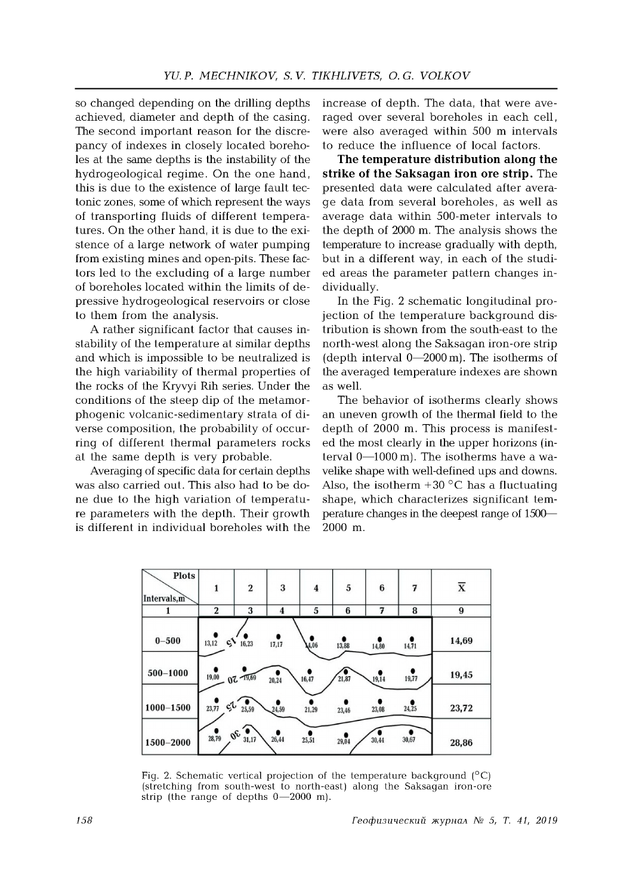so changed depending on the drilling depths achieved, diameter and depth of the casing. The second important reason for the discrepancy of indexes in closely located boreholes at the same depths is the instability of the hydrogeological regime. On the one hand, this is due to the existence of large fault tectonic zones, some of which represent the ways of transporting fluids of different temperatures. On the other hand, it is due to the existence of a large network of water pumping from existing mines and open-pits. These factors led to the excluding of a large number of boreholes located within the limits of depressive hydrogeological reservoirs or close to them from the analysis.

A rather significant factor that causes instability of the temperature at similar depths and which is impossible to be neutralized is the high variability of thermal properties of the rocks of the Kryvyi Rih series. Under the conditions of the steep dip of the metamorphogenic volcanic-sedimentary strata of diverse composition, the probability of occurring of different thermal parameters rocks at the same depth is very probable.

Averaging of specific data for certain depths was also carried out. This also had to be done due to the high variation of temperature parameters with the depth. Their growth is different in individual boreholes with the increase of depth. The data, that were averaged over several boreholes in each cell, were also averaged within 500 m intervals to reduce the influence of local factors.

**The temperature distribution along the strike of the Saksagan iron ore strip.** The presented data were calculated after average data from several boreholes, as well as average data within 500-meter intervals to the depth of 2000 m. The analysis shows the temperature to increase gradually with depth, but in a different way, in each of the studied areas the parameter pattern changes individually.

In the Fig. 2 schematic longitudinal projection of the temperature background distribution is shown from the south-east to the north-west along the Saksagan iron-ore strip (depth interval 0—2000 m). The isotherms of the averaged temperature indexes are shown as well.

The behavior of isotherms clearly shows an uneven growth of the thermal field to the depth of 2000 m. This process is manifested the most clearly in the upper horizons (interval 0—1000 m). The isotherms have a wavelike shape with well-defined ups and downs. Also, the isotherm +30 °C has a fluctuating shape, which characterizes significant temperature changes in the deepest range of 1500—2000 m.

| Intervals, m \ Plots | 1 | 2 | 3 | 4 | 5 | 6 | 7 | X̄ |
|---|---|---|---|---|---|---|---|---|
| 1 | 2 | 3 | 4 | 5 | 6 | 7 | 8 | 9 |
| 0–500 | 13,12 | 16,23 | 17,17 | 14,06 | 13,88 | 14,80 | 14,71 | 14,69 |
| 500–1000 | 19,00 | 19,69 | 20,24 | 16,47 | 21,87 | 19,14 | 19,77 | 19,45 |
| 1000–1500 | 23,77 | 25,59 | 24,59 | 21,29 | 23,46 | 23,08 | 24,25 | 23,72 |
| 1500–2000 | 28,79 | 31,17 | 26,44 | 25,51 | 29,04 | 30,44 | 30,67 | 28,86 |

Fig. 2. Schematic vertical projection of the temperature background (°C) (stretching from south-west to north-east) along the Saksagan iron-ore strip (the range of depths 0—2000 m).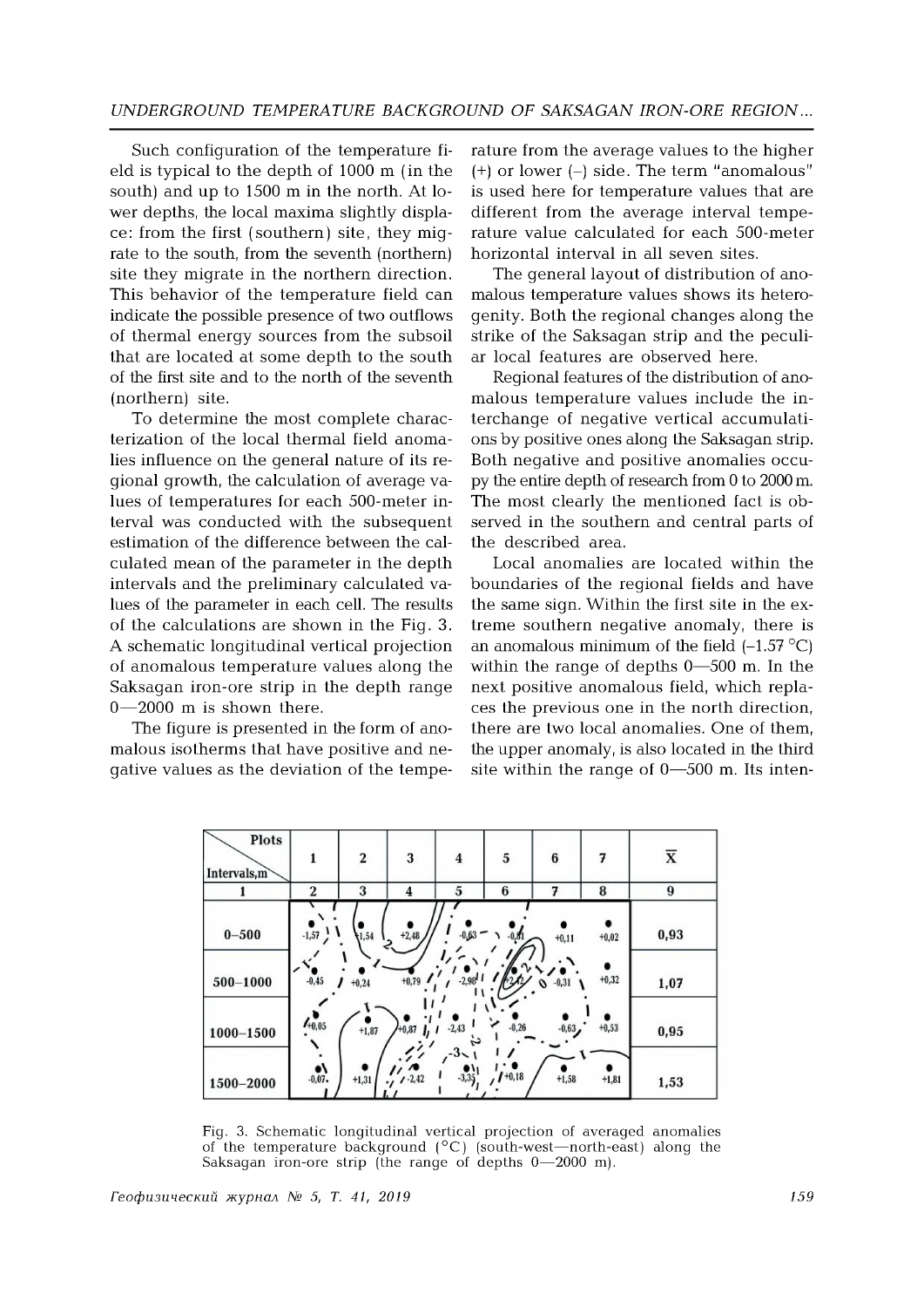Such configuration of the temperature field is typical to the depth of 1000 m (in the south) and up to 1500 m in the north. At lower depths, the local maxima slightly displace: from the first (southern) site, they migrate to the south, from the seventh (northern) site they migrate in the northern direction. This behavior of the temperature field can indicate the possible presence of two outflows of thermal energy sources from the subsoil that are located at some depth to the south of the first site and to the north of the seventh (northern) site.

To determine the most complete characterization of the local thermal field anomalies influence on the general nature of its regional growth, the calculation of average values of temperatures for each 500-meter interval was conducted with the subsequent estimation of the difference between the calculated mean of the parameter in the depth intervals and the preliminary calculated values of the parameter in each cell. The results of the calculations are shown in the Fig. 3. A schematic longitudinal vertical projection of anomalous temperature values along the Saksagan iron-ore strip in the depth range 0—2000 m is shown there.

The figure is presented in the form of anomalous isotherms that have positive and negative values as the deviation of the temperature from the average values to the higher (+) or lower (–) side. The term "anomalous" is used here for temperature values that are different from the average interval temperature value calculated for each 500-meter horizontal interval in all seven sites.

The general layout of distribution of anomalous temperature values shows its heterogenity. Both the regional changes along the strike of the Saksagan strip and the peculiar local features are observed here.

Regional features of the distribution of anomalous temperature values include the interchange of negative vertical accumulations by positive ones along the Saksagan strip. Both negative and positive anomalies occupy the entire depth of research from 0 to 2000 m. The most clearly the mentioned fact is observed in the southern and central parts of the described area.

Local anomalies are located within the boundaries of the regional fields and have the same sign. Within the first site in the extreme southern negative anomaly, there is an anomalous minimum of the field (–1.57 °C) within the range of depths 0—500 m. In the next positive anomalous field, which replaces the previous one in the north direction, there are two local anomalies. One of them, the upper anomaly, is also located in the third site within the range of 0—500 m. Its inten-

| Plots / Intervals, m | 1 | 2 | 3 | 4 | 5 | 6 | 7 | $\overline{X}$ |
|---|---|---|---|---|---|---|---|---|
| 1 | 2 | 3 | 4 | 5 | 6 | 7 | 8 | 9 |
| 0–500 | -1,57 | +1,54 | +2,48 | -0,63 | -0,81 | +0,11 | +0,02 | 0,93 |
| 500–1000 | -0,45 | +0,24 | +0,79 | -2,98 | +2,42 | -0,31 | +0,32 | 1,07 |
| 1000–1500 | +0,05 | +1,87 | +0,87 | -2,43 | -0,26 | -0,63 | +0,53 | 0,95 |
| 1500–2000 | -0,07 | +1,31 | -2,42 | -3,35 | +0,18 | +1,58 | +1,81 | 1,53 |

Fig. 3. Schematic longitudinal vertical projection of averaged anomalies of the temperature background (°C) (south-west—north-east) along the Saksagan iron-ore strip (the range of depths 0—2000 m).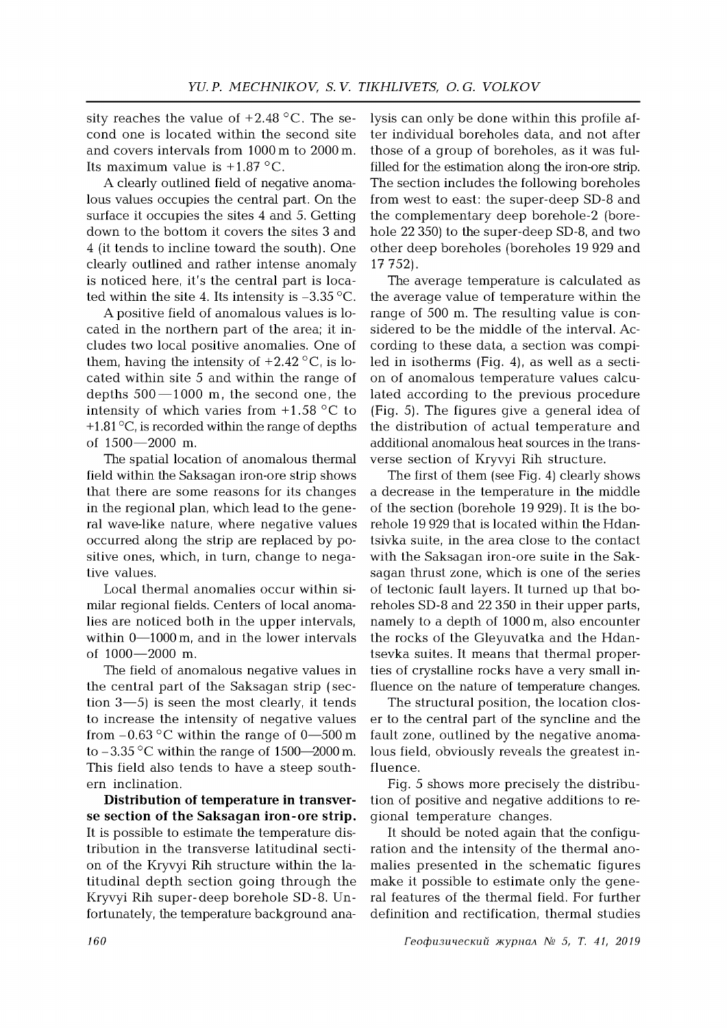sity reaches the value of +2.48 °C. The second one is located within the second site and covers intervals from 1000 m to 2000 m. Its maximum value is +1.87 °C.

A clearly outlined field of negative anomalous values occupies the central part. On the surface it occupies the sites 4 and 5. Getting down to the bottom it covers the sites 3 and 4 (it tends to incline toward the south). One clearly outlined and rather intense anomaly is noticed here, it's the central part is located within the site 4. Its intensity is –3.35 °C.

A positive field of anomalous values is located in the northern part of the area; it includes two local positive anomalies. One of them, having the intensity of +2.42 °C, is located within site 5 and within the range of depths 500—1000 m, the second one, the intensity of which varies from +1.58 °C to +1.81 °C, is recorded within the range of depths of 1500—2000 m.

The spatial location of anomalous thermal field within the Saksagan iron-ore strip shows that there are some reasons for its changes in the regional plan, which lead to the general wave-like nature, where negative values occurred along the strip are replaced by positive ones, which, in turn, change to negative values.

Local thermal anomalies occur within similar regional fields. Centers of local anomalies are noticed both in the upper intervals, within 0—1000 m, and in the lower intervals of 1000—2000 m.

The field of anomalous negative values in the central part of the Saksagan strip (section 3—5) is seen the most clearly, it tends to increase the intensity of negative values from –0.63 °C within the range of 0—500 m to –3.35 °C within the range of 1500—2000 m. This field also tends to have a steep southern inclination.

**Distribution of temperature in transverse section of the Saksagan iron-ore strip.** It is possible to estimate the temperature distribution in the transverse latitudinal section of the Kryvyi Rih structure within the latitudinal depth section going through the Kryvyi Rih super-deep borehole SD-8. Unfortunately, the temperature background analysis can only be done within this profile after individual boreholes data, and not after those of a group of boreholes, as it was fulfilled for the estimation along the iron-ore strip. The section includes the following boreholes from west to east: the super-deep SD-8 and the complementary deep borehole-2 (borehole 22 350) to the super-deep SD-8, and two other deep boreholes (boreholes 19 929 and 17 752).

The average temperature is calculated as the average value of temperature within the range of 500 m. The resulting value is considered to be the middle of the interval. According to these data, a section was compiled in isotherms (Fig. 4), as well as a section of anomalous temperature values calculated according to the previous procedure (Fig. 5). The figures give a general idea of the distribution of actual temperature and additional anomalous heat sources in the transverse section of Kryvyi Rih structure.

The first of them (see Fig. 4) clearly shows a decrease in the temperature in the middle of the section (borehole 19 929). It is the borehole 19 929 that is located within the Hdantsivka suite, in the area close to the contact with the Saksagan iron-ore suite in the Saksagan thrust zone, which is one of the series of tectonic fault layers. It turned up that boreholes SD-8 and 22 350 in their upper parts, namely to a depth of 1000 m, also encounter the rocks of the Gleyuvatka and the Hdantsevka suites. It means that thermal properties of crystalline rocks have a very small influence on the nature of temperature changes.

The structural position, the location closer to the central part of the syncline and the fault zone, outlined by the negative anomalous field, obviously reveals the greatest influence.

Fig. 5 shows more precisely the distribution of positive and negative additions to regional temperature changes.

It should be noted again that the configuration and the intensity of the thermal anomalies presented in the schematic figures make it possible to estimate only the general features of the thermal field. For further definition and rectification, thermal studies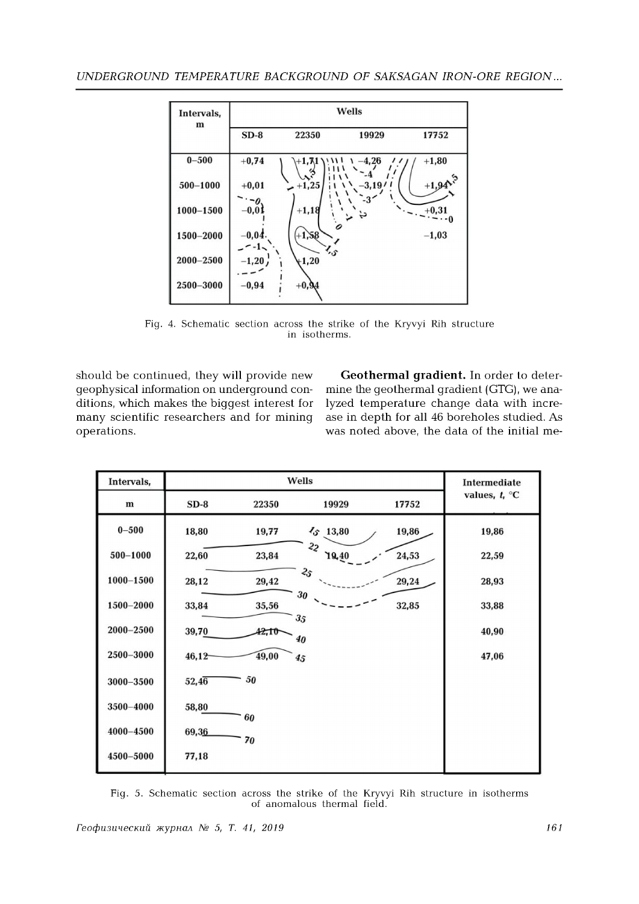| Intervals, m | Wells | | | |
|---|---|---|---|---|
| | SD-8 | 22350 | 19929 | 17752 |
| 0–500 | +0,74 | +1,71 | –4,26 | +1,80 |
| 500–1000 | +0,01 | +1,25 | –3,19 | +1,94 |
| 1000–1500 | –0,01 | +1,18 | | +0,31 |
| 1500–2000 | –0,04 | +1,58 | | –1,03 |
| 2000–2500 | –1,20 | +1,20 | | |
| 2500–3000 | –0,94 | +0,94 | | |

Fig. 4. Schematic section across the strike of the Kryvyi Rih structure in isotherms.

should be continued, they will provide new geophysical information on underground conditions, which makes the biggest interest for many scientific researchers and for mining operations.

**Geothermal gradient.** In order to determine the geothermal gradient (GTG), we analyzed temperature change data with increase in depth for all 46 boreholes studied. As was noted above, the data of the initial me-

| Intervals, m | Wells | | | | Intermediate values, $t$, °C |
|---|---|---|---|---|---|
| | SD-8 | 22350 | 19929 | 17752 | |
| 0–500 | 18,80 | 19,77 | 13,80 | 19,86 | 19,86 |
| 500–1000 | 22,60 | 23,84 | 19,40 | 24,53 | 22,59 |
| 1000–1500 | 28,12 | 29,42 | | 29,24 | 28,93 |
| 1500–2000 | 33,84 | 35,56 | | 32,85 | 33,88 |
| 2000–2500 | 39,70 | 42,10 | | | 40,90 |
| 2500–3000 | 46,12 | 49,00 | | | 47,06 |
| 3000–3500 | 52,46 | | | | |
| 3500–4000 | 58,80 | | | | |
| 4000–4500 | 69,36 | | | | |
| 4500–5000 | 77,18 | | | | |

Fig. 5. Schematic section across the strike of the Kryvyi Rih structure in isotherms of anomalous thermal field.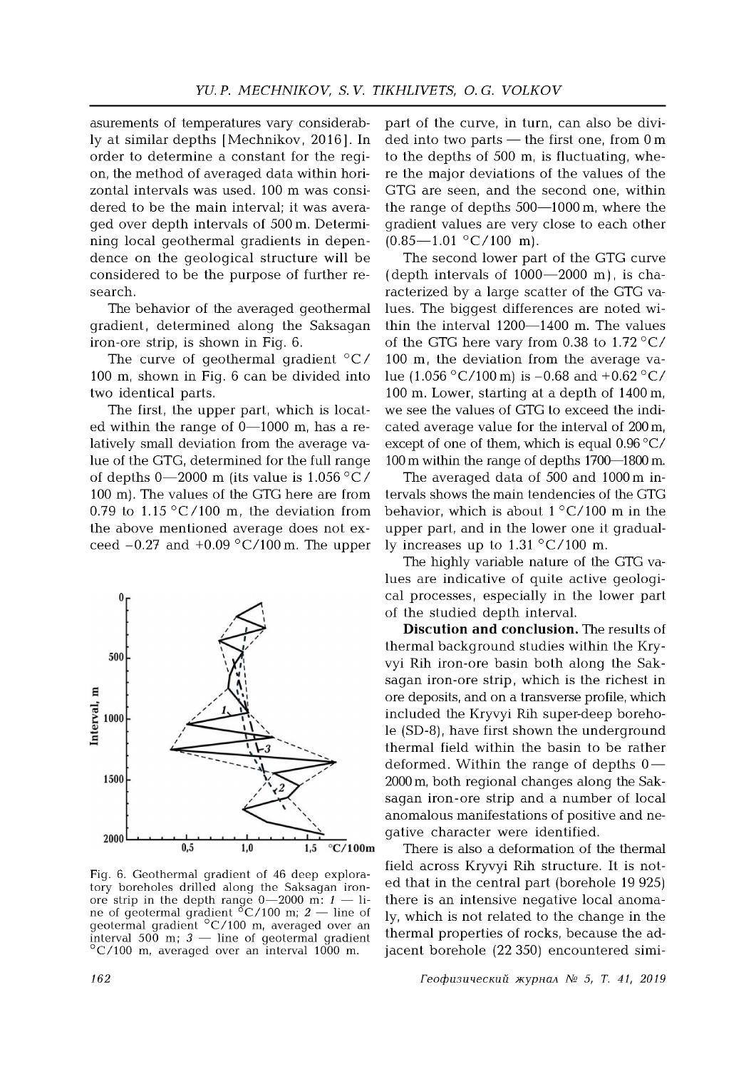asurements of temperatures vary considerably at similar depths [Mechnikov, 2016]. In order to determine a constant for the region, the method of averaged data within horizontal intervals was used. 100 m was considered to be the main interval; it was averaged over depth intervals of 500 m. Determining local geothermal gradients in dependence on the geological structure will be considered to be the purpose of further research.

The behavior of the averaged geothermal gradient, determined along the Saksagan iron-ore strip, is shown in Fig. 6.

The curve of geothermal gradient °C/100 m, shown in Fig. 6 can be divided into two identical parts.

The first, the upper part, which is located within the range of 0—1000 m, has a relatively small deviation from the average value of the GTG, determined for the full range of depths 0—2000 m (its value is 1.056 °C/100 m). The values of the GTG here are from 0.79 to 1.15 °C/100 m, the deviation from the above mentioned average does not exceed –0.27 and +0.09 °C/100 m. The upper part of the curve, in turn, can also be divided into two parts — the first one, from 0 m to the depths of 500 m, is fluctuating, where the major deviations of the values of the GTG are seen, and the second one, within the range of depths 500—1000 m, where the gradient values are very close to each other (0.85—1.01 °C/100 m).

The second lower part of the GTG curve (depth intervals of 1000—2000 m), is characterized by a large scatter of the GTG values. The biggest differences are noted within the interval 1200—1400 m. The values of the GTG here vary from 0.38 to 1.72 °C/100 m, the deviation from the average value (1.056 °C/100 m) is –0.68 and +0.62 °C/100 m. Lower, starting at a depth of 1400 m, we see the values of GTG to exceed the indicated average value for the interval of 200 m, except of one of them, which is equal 0.96 °C/100 m within the range of depths 1700—1800 m.

The averaged data of 500 and 1000 m intervals shows the main tendencies of the GTG behavior, which is about 1 °C/100 m in the upper part, and in the lower one it gradually increases up to 1.31 °C/100 m.

The highly variable nature of the GTG values are indicative of quite active geological processes, especially in the lower part of the studied depth interval.

Fig. 6. Geothermal gradient of 46 deep exploratory boreholes drilled along the Saksagan iron-ore strip in the depth range 0—2000 m: *1* — line of geotermal gradient °C/100 m; *2* — line of geotermal gradient °C/100 m, averaged over an interval 500 m; *3* — line of geotermal gradient °C/100 m, averaged over an interval 1000 m.

**Discution and conclusion.** The results of thermal background studies within the Kryvyi Rih iron-ore basin both along the Saksagan iron-ore strip, which is the richest in ore deposits, and on a transverse profile, which included the Kryvyi Rih super-deep borehole (SD-8), have first shown the underground thermal field within the basin to be rather deformed. Within the range of depths 0—2000 m, both regional changes along the Saksagan iron-ore strip and a number of local anomalous manifestations of positive and negative character were identified.

There is also a deformation of the thermal field across Kryvyi Rih structure. It is noted that in the central part (borehole 19 925) there is an intensive negative local anomaly, which is not related to the change in the thermal properties of rocks, because the adjacent borehole (22 350) encountered simi-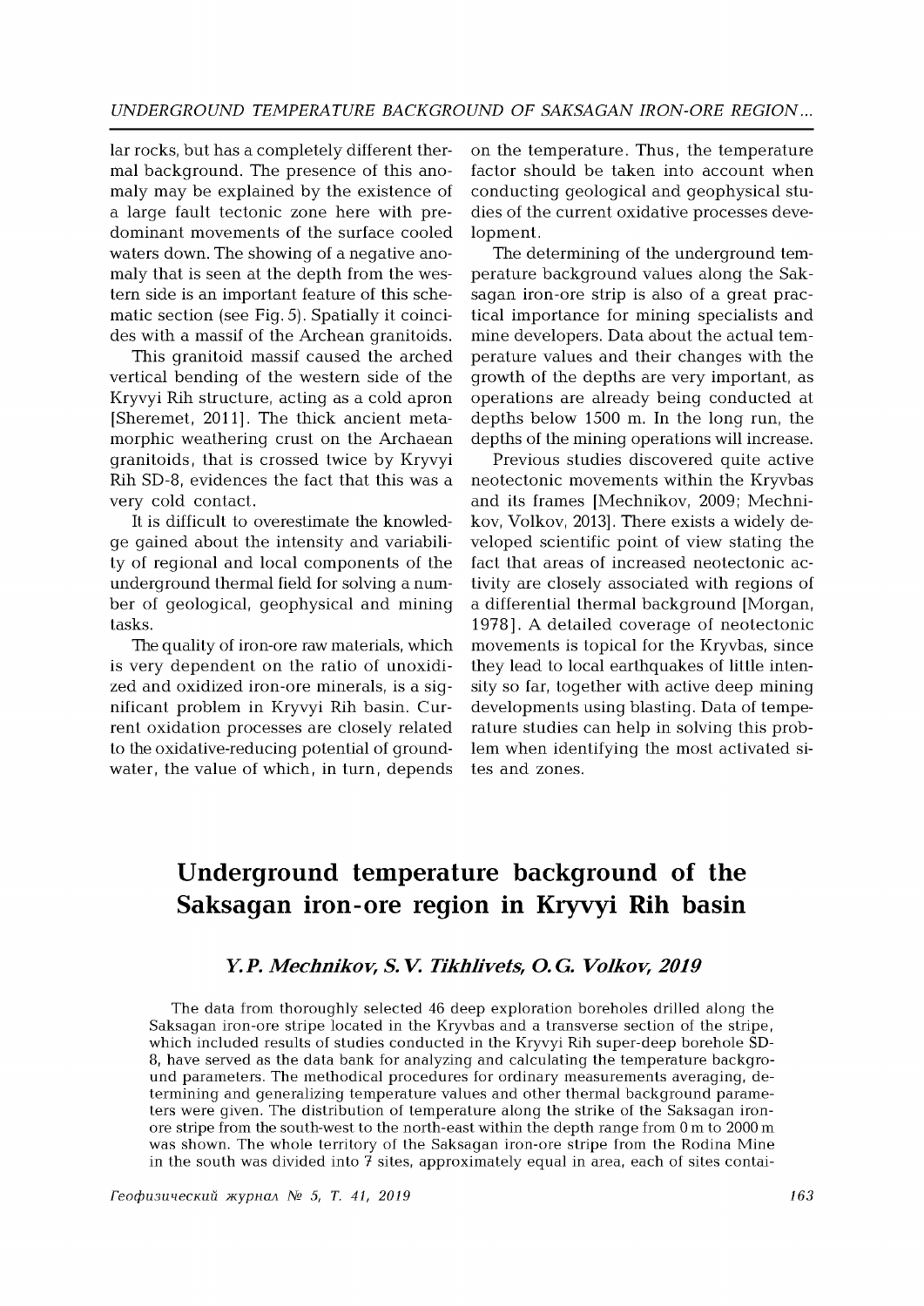lar rocks, but has a completely different thermal background. The presence of this anomaly may be explained by the existence of a large fault tectonic zone here with predominant movements of the surface cooled waters down. The showing of a negative anomaly that is seen at the depth from the western side is an important feature of this schematic section (see Fig. 5). Spatially it coincides with a massif of the Archean granitoids.

This granitoid massif caused the arched vertical bending of the western side of the Kryvyi Rih structure, acting as a cold apron [Sheremet, 2011]. The thick ancient metamorphic weathering crust on the Archaean granitoids, that is crossed twice by Kryvyi Rih SD-8, evidences the fact that this was a very cold contact.

It is difficult to overestimate the knowledge gained about the intensity and variability of regional and local components of the underground thermal field for solving a number of geological, geophysical and mining tasks.

The quality of iron-ore raw materials, which is very dependent on the ratio of unoxidized and oxidized iron-ore minerals, is a significant problem in Kryvyi Rih basin. Current oxidation processes are closely related to the oxidative-reducing potential of groundwater, the value of which, in turn, depends on the temperature. Thus, the temperature factor should be taken into account when conducting geological and geophysical studies of the current oxidative processes development.

The determining of the underground temperature background values along the Saksagan iron-ore strip is also of a great practical importance for mining specialists and mine developers. Data about the actual temperature values and their changes with the growth of the depths are very important, as operations are already being conducted at depths below 1500 m. In the long run, the depths of the mining operations will increase.

Previous studies discovered quite active neotectonic movements within the Kryvbas and its frames [Mechnikov, 2009; Mechnikov, Volkov, 2013]. There exists a widely developed scientific point of view stating the fact that areas of increased neotectonic activity are closely associated with regions of a differential thermal background [Morgan, 1978]. A detailed coverage of neotectonic movements is topical for the Kryvbas, since they lead to local earthquakes of little intensity so far, together with active deep mining developments using blasting. Data of temperature studies can help in solving this problem when identifying the most activated sites and zones.

# Underground temperature background of the Saksagan iron-ore region in Kryvyi Rih basin

### *Y. P. Mechnikov, S. V. Tikhlivets, O. G. Volkov, 2019*

The data from thoroughly selected 46 deep exploration boreholes drilled along the Saksagan iron-ore stripe located in the Kryvbas and a transverse section of the stripe, which included results of studies conducted in the Kryvyi Rih super-deep borehole SD-8, have served as the data bank for analyzing and calculating the temperature background parameters. The methodical procedures for ordinary measurements averaging, determining and generalizing temperature values and other thermal background parameters were given. The distribution of temperature along the strike of the Saksagan iron-ore stripe from the south-west to the north-east within the depth range from 0 m to 2000 m was shown. The whole territory of the Saksagan iron-ore stripe from the Rodina Mine in the south was divided into 7 sites, approximately equal in area, each of sites contai-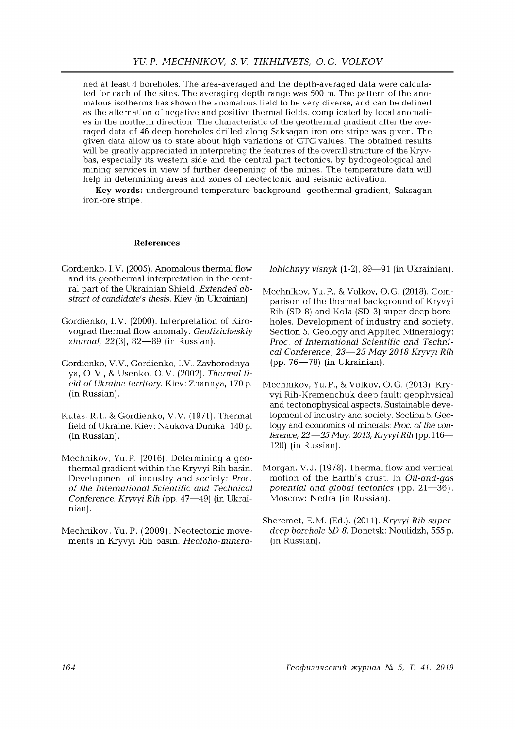ned at least 4 boreholes. The area-averaged and the depth-averaged data were calculated for each of the sites. The averaging depth range was 500 m. The pattern of the anomalous isotherms has shown the anomalous field to be very diverse, and can be defined as the alternation of negative and positive thermal fields, complicated by local anomalies in the northern direction. The characteristic of the geothermal gradient after the averaged data of 46 deep boreholes drilled along Saksagan iron-ore stripe was given. The given data allow us to state about high variations of GTG values. The obtained results will be greatly appreciated in interpreting the features of the overall structure of the Kryvbas, especially its western side and the central part tectonics, by hydrogeological and mining services in view of further deepening of the mines. The temperature data will help in determining areas and zones of neotectonic and seismic activation.

**Key words:** underground temperature background, geothermal gradient, Saksagan iron-ore stripe.

#### References

Gordienko, I.V. (2005). Anomalous thermal flow and its geothermal interpretation in the central part of the Ukrainian Shield. *Extended abstract of candidate's thesis*. Kiev (in Ukrainian).

Gordienko, I.V. (2000). Interpretation of Kirovograd thermal flow anomaly. *Geofizicheskiy zhurnal, 22*(3), 82—89 (in Russian).

Gordienko, V.V., Gordienko, I.V., Zavhorodnyaya, O.V., & Usenko, O.V. (2002). *Thermal field of Ukraine territory*. Kiev: Znannya, 170 p. (in Russian).

Kutas, R.I., & Gordienko, V.V. (1971). Thermal field of Ukraine. Kiev: Naukova Dumka, 140 p. (in Russian).

Mechnikov, Yu.P. (2016). Determining a geothermal gradient within the Kryvyi Rih basin. Development of industry and society: *Proc. of the International Scientific and Technical Conference. Kryvyi Rih* (pp. 47—49) (in Ukrainian).

Mechnikov, Yu.P. (2009). Neotectonic movements in Kryvyi Rih basin. *Heoloho-mineralohichnyy visnyk* (1-2), 89—91 (in Ukrainian).

Mechnikov, Yu.P., & Volkov, O.G. (2018). Comparison of the thermal background of Kryvyi Rih (SD-8) and Kola (SD-3) super deep boreholes. Development of industry and society. Section 5. Geology and Applied Mineralogy: *Proc. of International Scientific and Technical Conference, 23—25 May 2018 Kryvyi Rih* (pp. 76—78) (in Ukrainian).

Mechnikov, Yu.P., & Volkov, O.G. (2013). Kryvyi Rih-Kremenchuk deep fault: geophysical and tectonophysical aspects. Sustainable development of industry and society. Section 5. Geology and economics of minerals: *Proc. of the conference, 22—25 May, 2013, Kryvyi Rih* (pp. 116—120) (in Russian).

Morgan, V.J. (1978). Thermal flow and vertical motion of the Earth's crust. In *Oil-and-gas potential and global tectonics* (pp. 21—36). Moscow: Nedra (in Russian).

Sheremet, E.M. (Ed.). (2011). *Kryvyi Rih superdeep borehole SD-8*. Donetsk: Noulidzh, 555 p. (in Russian).